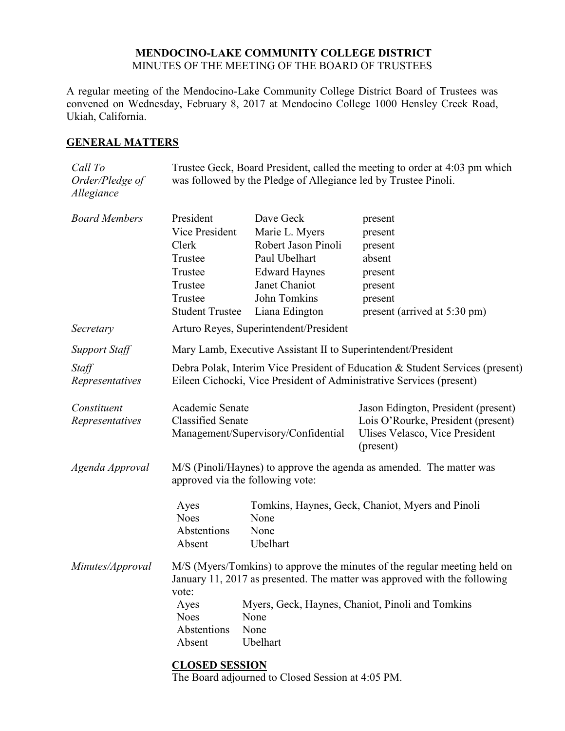# MENDOCINO-LAKE COMMUNITY COLLEGE DISTRICT

MINUTES OF THE MEETING OF THE BOARD OF TRUSTEES

A regular meeting of the Mendocino-Lake Community College District Board of Trustees was convened on Wednesday, February 8, 2017 at Mendocino College 1000 Hensley Creek Road, Ukiah, California.

## GENERAL MATTERS

*Call To Order/Pledge of Allegiance*

Trustee Geck, Board President, called the meeting to order at 4:03 pm which was followed by the Pledge of Allegiance led by Trustee Pinoli.

*Board Members*

| | | |
|---|---|---|
| President | Dave Geck | present |
| Vice President | Marie L. Myers | present |
| Clerk | Robert Jason Pinoli | present |
| Trustee | Paul Ubelhart | absent |
| Trustee | Edward Haynes | present |
| Trustee | Janet Chaniot | present |
| Trustee | John Tomkins | present |
| Student Trustee | Liana Edington | present (arrived at 5:30 pm) |

*Secretary*

Arturo Reyes, Superintendent/President

*Support Staff*

Mary Lamb, Executive Assistant II to Superintendent/President

*Staff Representatives*

Debra Polak, Interim Vice President of Education & Student Services (present)
Eileen Cichocki, Vice President of Administrative Services (present)

*Constituent Representatives*

| | |
|---|---|
| Academic Senate | Jason Edington, President (present) |
| Classified Senate | Lois O'Rourke, President (present) |
| Management/Supervisory/Confidential | Ulises Velasco, Vice President (present) |

*Agenda Approval*

M/S (Pinoli/Haynes) to approve the agenda as amended. The matter was approved via the following vote:

| | |
|---|---|
| Ayes | Tomkins, Haynes, Geck, Chaniot, Myers and Pinoli |
| Noes | None |
| Abstentions | None |
| Absent | Ubelhart |

*Minutes/Approval*

M/S (Myers/Tomkins) to approve the minutes of the regular meeting held on January 11, 2017 as presented. The matter was approved with the following vote:

| | |
|---|---|
| Ayes | Myers, Geck, Haynes, Chaniot, Pinoli and Tomkins |
| Noes | None |
| Abstentions | None |
| Absent | Ubelhart |

## CLOSED SESSION

The Board adjourned to Closed Session at 4:05 PM.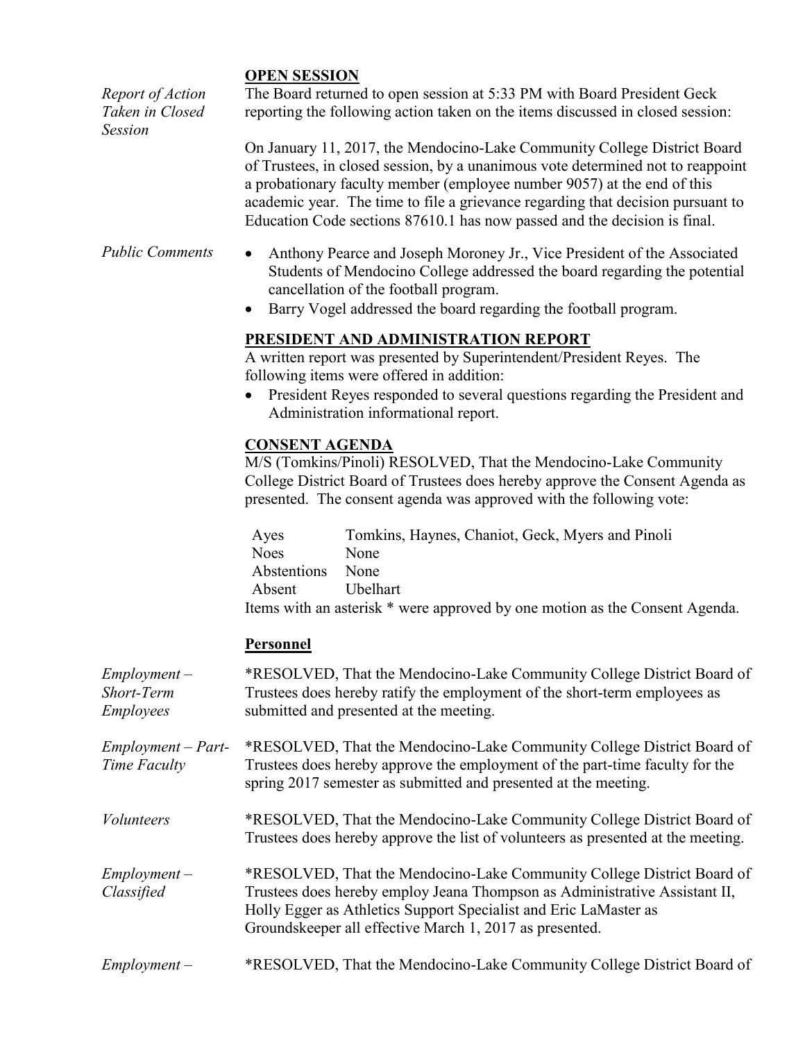## OPEN SESSION

*Report of Action Taken in Closed Session*

The Board returned to open session at 5:33 PM with Board President Geck reporting the following action taken on the items discussed in closed session:

On January 11, 2017, the Mendocino-Lake Community College District Board of Trustees, in closed session, by a unanimous vote determined not to reappoint a probationary faculty member (employee number 9057) at the end of this academic year. The time to file a grievance regarding that decision pursuant to Education Code sections 87610.1 has now passed and the decision is final.

*Public Comments*

- Anthony Pearce and Joseph Moroney Jr., Vice President of the Associated Students of Mendocino College addressed the board regarding the potential cancellation of the football program.
- Barry Vogel addressed the board regarding the football program.

## PRESIDENT AND ADMINISTRATION REPORT

A written report was presented by Superintendent/President Reyes. The following items were offered in addition:

- President Reyes responded to several questions regarding the President and Administration informational report.

## CONSENT AGENDA

M/S (Tomkins/Pinoli) RESOLVED, That the Mendocino-Lake Community College District Board of Trustees does hereby approve the Consent Agenda as presented. The consent agenda was approved with the following vote:

| | |
|---|---|
| Ayes | Tomkins, Haynes, Chaniot, Geck, Myers and Pinoli |
| Noes | None |
| Abstentions | None |
| Absent | Ubelhart |

Items with an asterisk * were approved by one motion as the Consent Agenda.

### Personnel

*Employment – Short-Term Employees*

*RESOLVED, That the Mendocino-Lake Community College District Board of Trustees does hereby ratify the employment of the short-term employees as submitted and presented at the meeting.

*Employment – Part-Time Faculty*

*RESOLVED, That the Mendocino-Lake Community College District Board of Trustees does hereby approve the employment of the part-time faculty for the spring 2017 semester as submitted and presented at the meeting.

*Volunteers*

*RESOLVED, That the Mendocino-Lake Community College District Board of Trustees does hereby approve the list of volunteers as presented at the meeting.

*Employment – Classified*

*RESOLVED, That the Mendocino-Lake Community College District Board of Trustees does hereby employ Jeana Thompson as Administrative Assistant II, Holly Egger as Athletics Support Specialist and Eric LaMaster as Groundskeeper all effective March 1, 2017 as presented.

*Employment –*

*RESOLVED, That the Mendocino-Lake Community College District Board of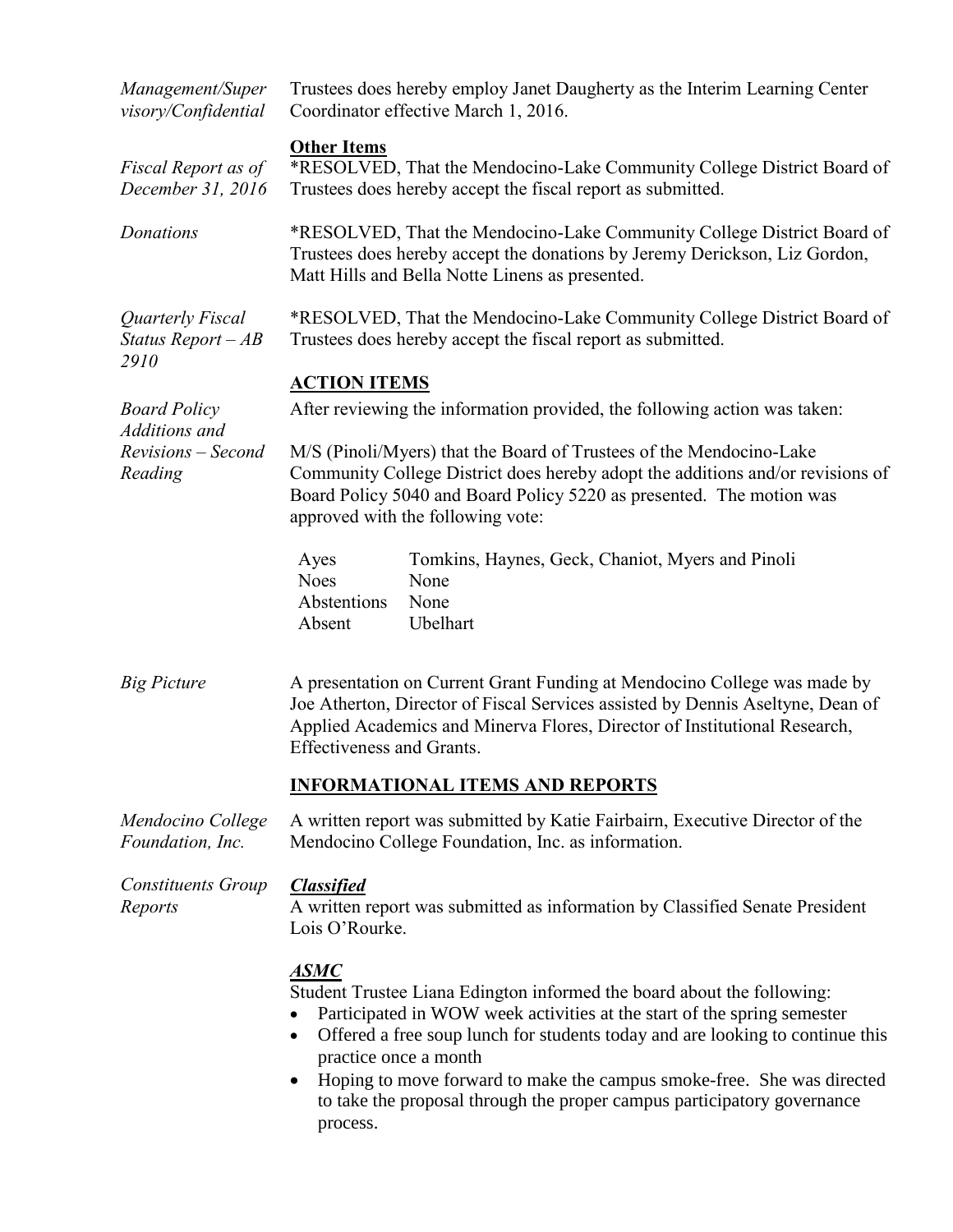*Management/Supervisory/Confidential*

Trustees does hereby employ Janet Daugherty as the Interim Learning Center Coordinator effective March 1, 2016.

**Other Items**

*Fiscal Report as of December 31, 2016*

*RESOLVED, That the Mendocino-Lake Community College District Board of Trustees does hereby accept the fiscal report as submitted.

*Donations*

*RESOLVED, That the Mendocino-Lake Community College District Board of Trustees does hereby accept the donations by Jeremy Derickson, Liz Gordon, Matt Hills and Bella Notte Linens as presented.

*Quarterly Fiscal Status Report – AB 2910*

*RESOLVED, That the Mendocino-Lake Community College District Board of Trustees does hereby accept the fiscal report as submitted.

## ACTION ITEMS

*Board Policy Additions and Revisions – Second Reading*

After reviewing the information provided, the following action was taken:

M/S (Pinoli/Myers) that the Board of Trustees of the Mendocino-Lake Community College District does hereby adopt the additions and/or revisions of Board Policy 5040 and Board Policy 5220 as presented. The motion was approved with the following vote:

| | |
|---|---|
| Ayes | Tomkins, Haynes, Geck, Chaniot, Myers and Pinoli |
| Noes | None |
| Abstentions | None |
| Absent | Ubelhart |

*Big Picture*

A presentation on Current Grant Funding at Mendocino College was made by Joe Atherton, Director of Fiscal Services assisted by Dennis Aseltyne, Dean of Applied Academics and Minerva Flores, Director of Institutional Research, Effectiveness and Grants.

## INFORMATIONAL ITEMS AND REPORTS

*Mendocino College Foundation, Inc.*

A written report was submitted by Katie Fairbairn, Executive Director of the Mendocino College Foundation, Inc. as information.

*Constituents Group Reports*

***Classified***

A written report was submitted as information by Classified Senate President Lois O'Rourke.

***ASMC***

Student Trustee Liana Edington informed the board about the following:

- Participated in WOW week activities at the start of the spring semester
- Offered a free soup lunch for students today and are looking to continue this practice once a month
- Hoping to move forward to make the campus smoke-free. She was directed to take the proposal through the proper campus participatory governance process.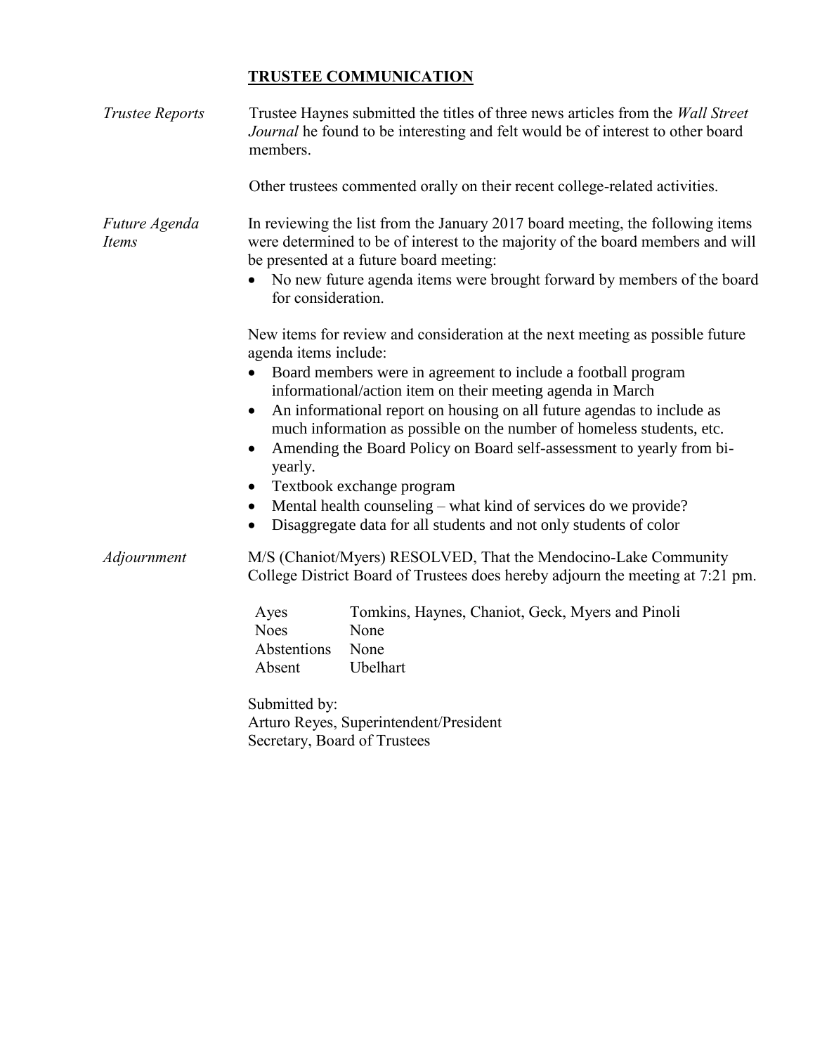## TRUSTEE COMMUNICATION

*Trustee Reports*

Trustee Haynes submitted the titles of three news articles from the *Wall Street Journal* he found to be interesting and felt would be of interest to other board members.

Other trustees commented orally on their recent college-related activities.

*Future Agenda Items*

In reviewing the list from the January 2017 board meeting, the following items were determined to be of interest to the majority of the board members and will be presented at a future board meeting:

- No new future agenda items were brought forward by members of the board for consideration.

New items for review and consideration at the next meeting as possible future agenda items include:

- Board members were in agreement to include a football program informational/action item on their meeting agenda in March
- An informational report on housing on all future agendas to include as much information as possible on the number of homeless students, etc.
- Amending the Board Policy on Board self-assessment to yearly from bi-yearly.
- Textbook exchange program
- Mental health counseling – what kind of services do we provide?
- Disaggregate data for all students and not only students of color

*Adjournment*

M/S (Chaniot/Myers) RESOLVED, That the Mendocino-Lake Community College District Board of Trustees does hereby adjourn the meeting at 7:21 pm.

| | |
|---|---|
| Ayes | Tomkins, Haynes, Chaniot, Geck, Myers and Pinoli |
| Noes | None |
| Abstentions | None |
| Absent | Ubelhart |

Submitted by:
Arturo Reyes, Superintendent/President
Secretary, Board of Trustees